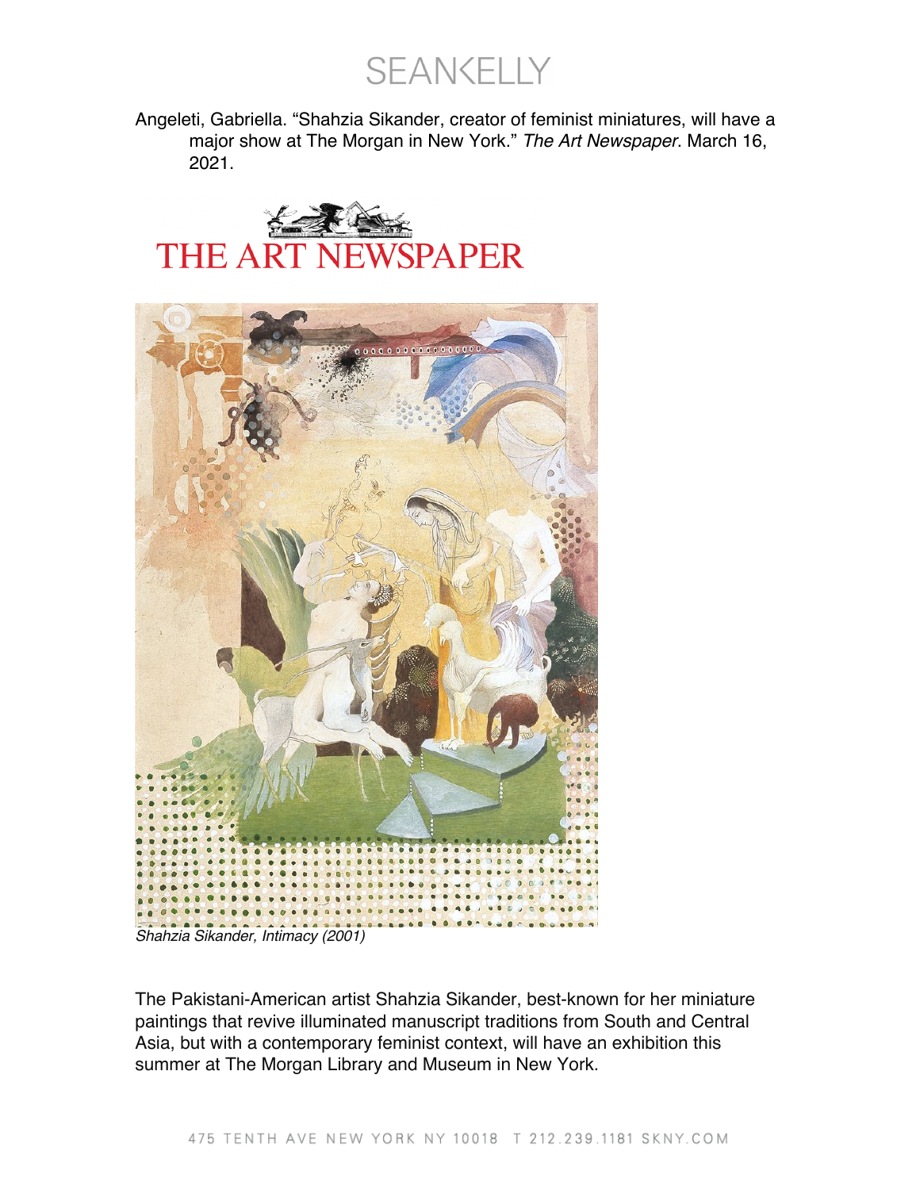Angeleti, Gabriella. "Shahzia Sikander, creator of feminist miniatures, will have a major show at The Morgan in New York." *The Art Newspaper*. March 16, 2021.

# THE ART NEWSPAPER

*Shahzia Sikander, Intimacy (2001)*

The Pakistani-American artist Shahzia Sikander, best-known for her miniature paintings that revive illuminated manuscript traditions from South and Central Asia, but with a contemporary feminist context, will have an exhibition this summer at The Morgan Library and Museum in New York.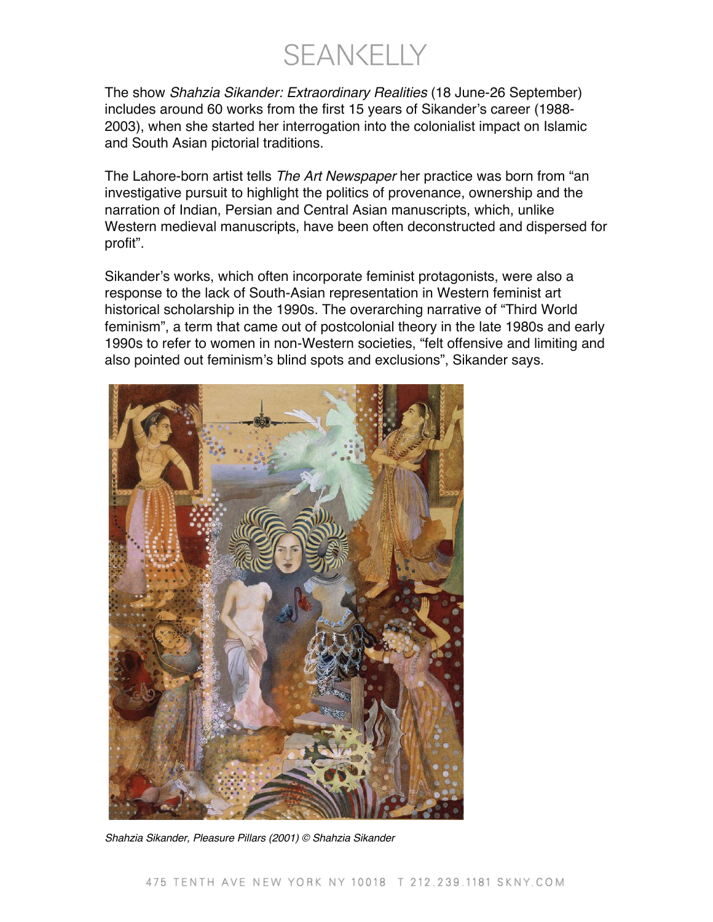The show *Shahzia Sikander: Extraordinary Realities* (18 June-26 September) includes around 60 works from the first 15 years of Sikander's career (1988-2003), when she started her interrogation into the colonialist impact on Islamic and South Asian pictorial traditions.

The Lahore-born artist tells *The Art Newspaper* her practice was born from "an investigative pursuit to highlight the politics of provenance, ownership and the narration of Indian, Persian and Central Asian manuscripts, which, unlike Western medieval manuscripts, have been often deconstructed and dispersed for profit".

Sikander's works, which often incorporate feminist protagonists, were also a response to the lack of South-Asian representation in Western feminist art historical scholarship in the 1990s. The overarching narrative of "Third World feminism", a term that came out of postcolonial theory in the late 1980s and early 1990s to refer to women in non-Western societies, "felt offensive and limiting and also pointed out feminism's blind spots and exclusions", Sikander says.

*Shahzia Sikander, Pleasure Pillars (2001) © Shahzia Sikander*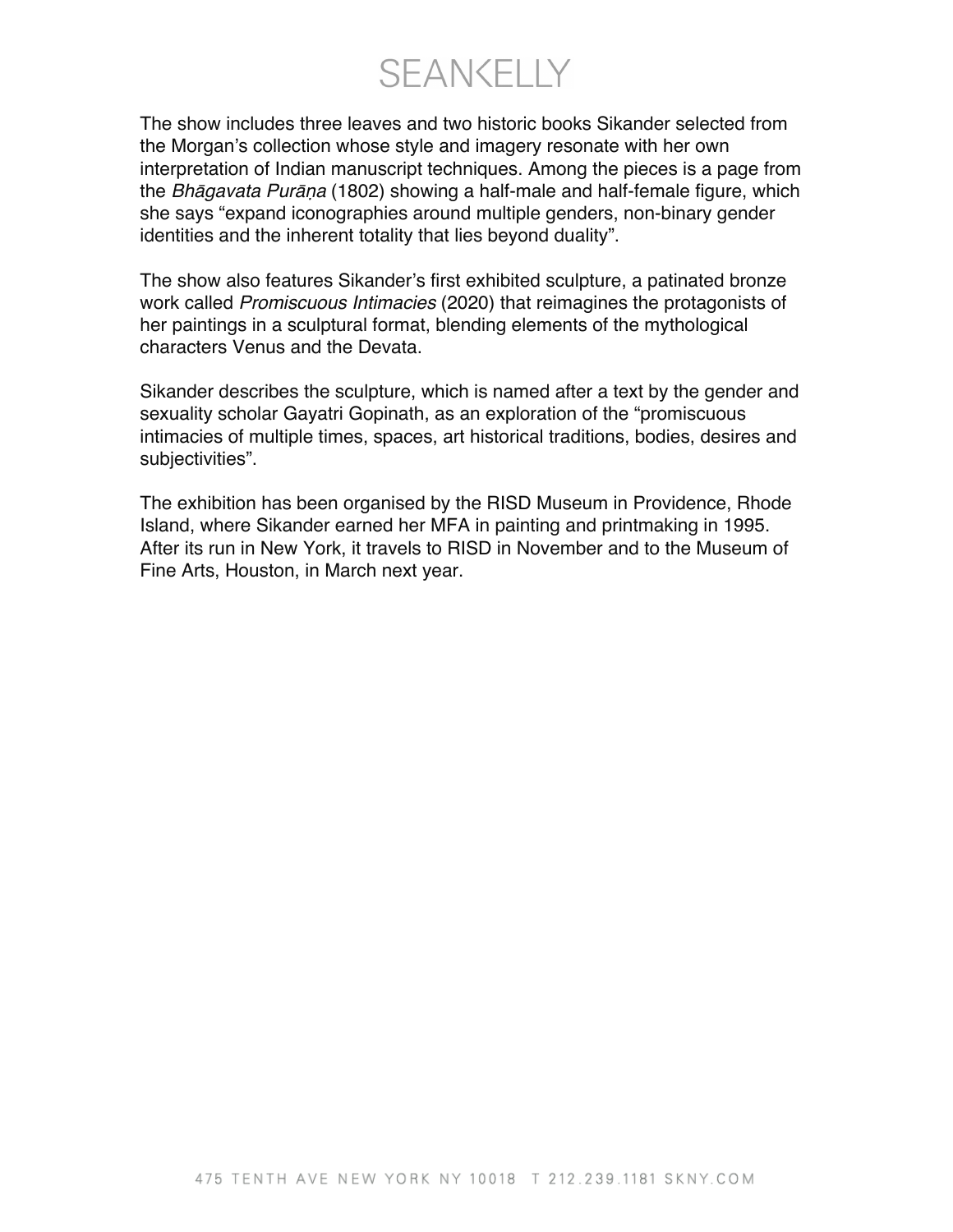The show includes three leaves and two historic books Sikander selected from the Morgan's collection whose style and imagery resonate with her own interpretation of Indian manuscript techniques. Among the pieces is a page from the *Bhāgavata Purāṇa* (1802) showing a half-male and half-female figure, which she says "expand iconographies around multiple genders, non-binary gender identities and the inherent totality that lies beyond duality".

The show also features Sikander's first exhibited sculpture, a patinated bronze work called *Promiscuous Intimacies* (2020) that reimagines the protagonists of her paintings in a sculptural format, blending elements of the mythological characters Venus and the Devata.

Sikander describes the sculpture, which is named after a text by the gender and sexuality scholar Gayatri Gopinath, as an exploration of the "promiscuous intimacies of multiple times, spaces, art historical traditions, bodies, desires and subjectivities".

The exhibition has been organised by the RISD Museum in Providence, Rhode Island, where Sikander earned her MFA in painting and printmaking in 1995. After its run in New York, it travels to RISD in November and to the Museum of Fine Arts, Houston, in March next year.